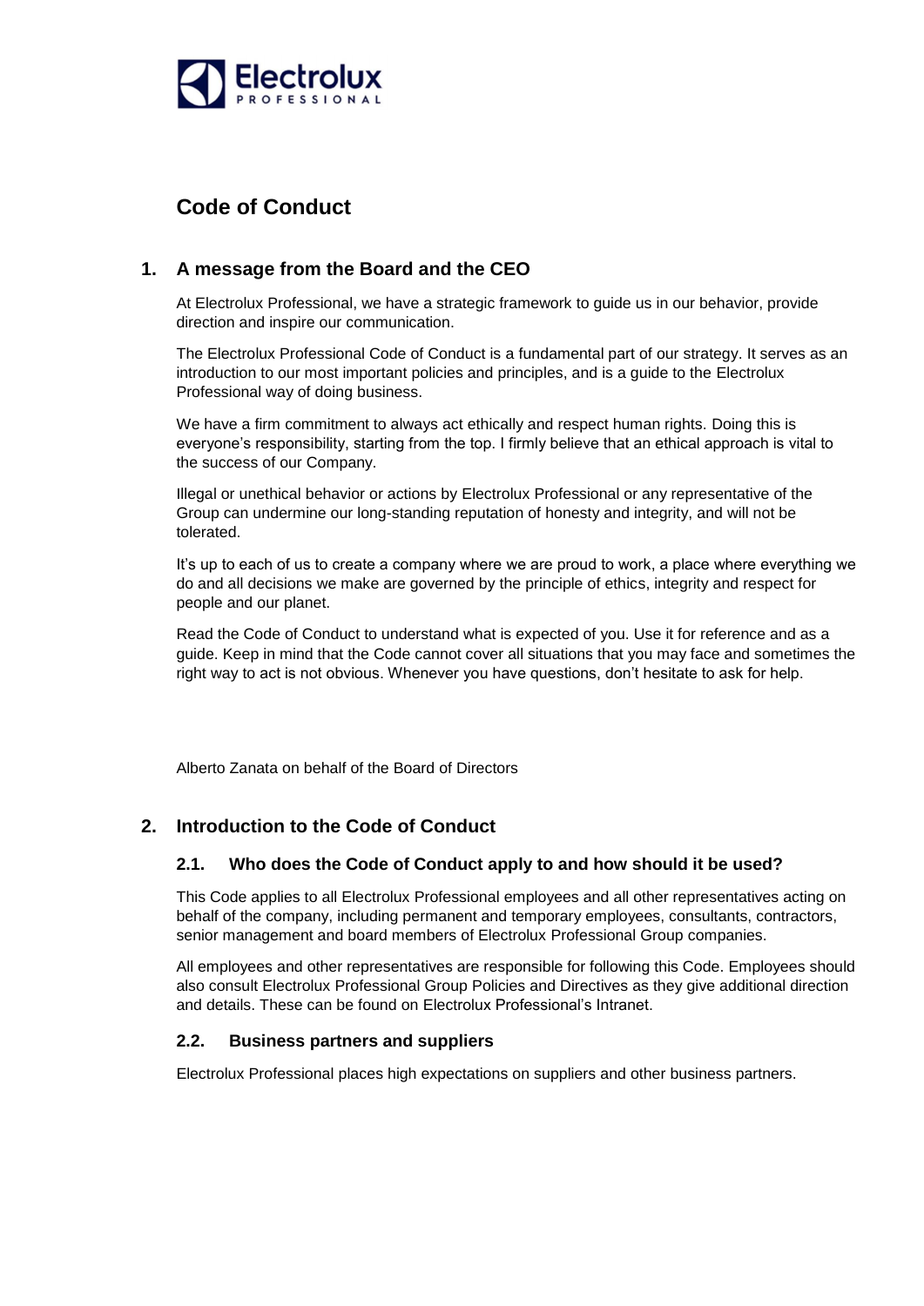# Code of Conduct

## 1. A message from the Board and the CEO

At Electrolux Professional, we have a strategic framework to guide us in our behavior, provide direction and inspire our communication.

The Electrolux Professional Code of Conduct is a fundamental part of our strategy. It serves as an introduction to our most important policies and principles, and is a guide to the Electrolux Professional way of doing business.

We have a firm commitment to always act ethically and respect human rights. Doing this is everyone's responsibility, starting from the top. I firmly believe that an ethical approach is vital to the success of our Company.

Illegal or unethical behavior or actions by Electrolux Professional or any representative of the Group can undermine our long-standing reputation of honesty and integrity, and will not be tolerated.

It's up to each of us to create a company where we are proud to work, a place where everything we do and all decisions we make are governed by the principle of ethics, integrity and respect for people and our planet.

Read the Code of Conduct to understand what is expected of you. Use it for reference and as a guide. Keep in mind that the Code cannot cover all situations that you may face and sometimes the right way to act is not obvious. Whenever you have questions, don't hesitate to ask for help.

Alberto Zanata on behalf of the Board of Directors

## 2. Introduction to the Code of Conduct

### 2.1. Who does the Code of Conduct apply to and how should it be used?

This Code applies to all Electrolux Professional employees and all other representatives acting on behalf of the company, including permanent and temporary employees, consultants, contractors, senior management and board members of Electrolux Professional Group companies.

All employees and other representatives are responsible for following this Code. Employees should also consult Electrolux Professional Group Policies and Directives as they give additional direction and details. These can be found on Electrolux Professional's Intranet.

### 2.2. Business partners and suppliers

Electrolux Professional places high expectations on suppliers and other business partners.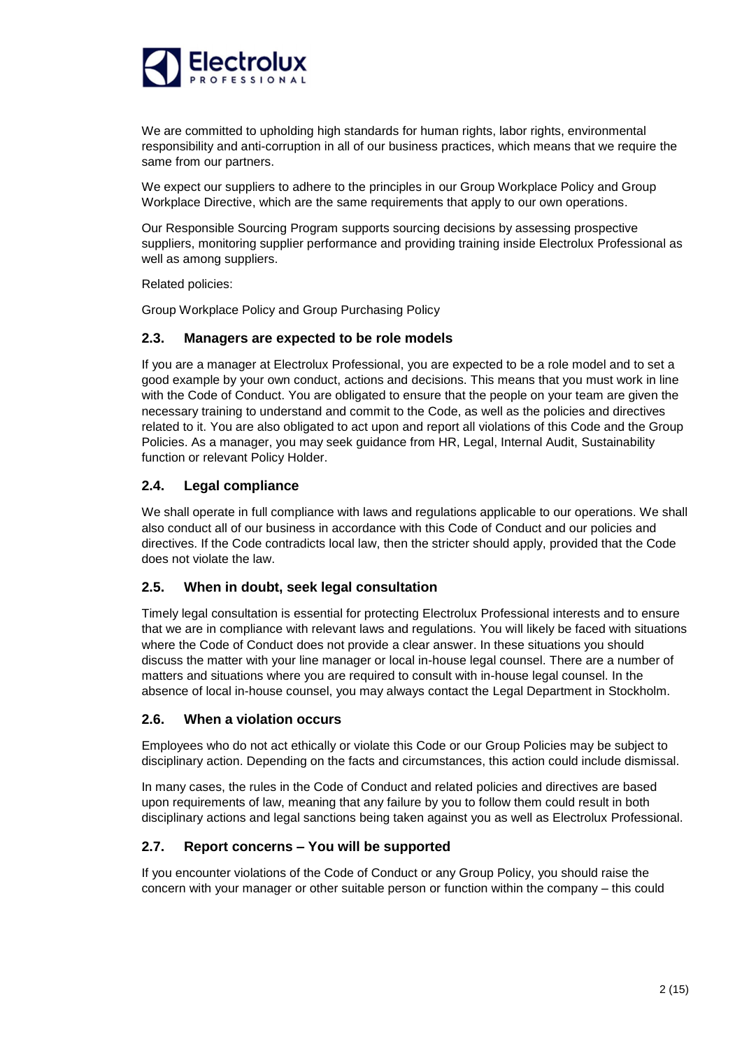We are committed to upholding high standards for human rights, labor rights, environmental responsibility and anti-corruption in all of our business practices, which means that we require the same from our partners.

We expect our suppliers to adhere to the principles in our Group Workplace Policy and Group Workplace Directive, which are the same requirements that apply to our own operations.

Our Responsible Sourcing Program supports sourcing decisions by assessing prospective suppliers, monitoring supplier performance and providing training inside Electrolux Professional as well as among suppliers.

Related policies:

Group Workplace Policy and Group Purchasing Policy

### 2.3. Managers are expected to be role models

If you are a manager at Electrolux Professional, you are expected to be a role model and to set a good example by your own conduct, actions and decisions. This means that you must work in line with the Code of Conduct. You are obligated to ensure that the people on your team are given the necessary training to understand and commit to the Code, as well as the policies and directives related to it. You are also obligated to act upon and report all violations of this Code and the Group Policies. As a manager, you may seek guidance from HR, Legal, Internal Audit, Sustainability function or relevant Policy Holder.

### 2.4. Legal compliance

We shall operate in full compliance with laws and regulations applicable to our operations. We shall also conduct all of our business in accordance with this Code of Conduct and our policies and directives. If the Code contradicts local law, then the stricter should apply, provided that the Code does not violate the law.

### 2.5. When in doubt, seek legal consultation

Timely legal consultation is essential for protecting Electrolux Professional interests and to ensure that we are in compliance with relevant laws and regulations. You will likely be faced with situations where the Code of Conduct does not provide a clear answer. In these situations you should discuss the matter with your line manager or local in-house legal counsel. There are a number of matters and situations where you are required to consult with in-house legal counsel. In the absence of local in-house counsel, you may always contact the Legal Department in Stockholm.

### 2.6. When a violation occurs

Employees who do not act ethically or violate this Code or our Group Policies may be subject to disciplinary action. Depending on the facts and circumstances, this action could include dismissal.

In many cases, the rules in the Code of Conduct and related policies and directives are based upon requirements of law, meaning that any failure by you to follow them could result in both disciplinary actions and legal sanctions being taken against you as well as Electrolux Professional.

### 2.7. Report concerns – You will be supported

If you encounter violations of the Code of Conduct or any Group Policy, you should raise the concern with your manager or other suitable person or function within the company – this could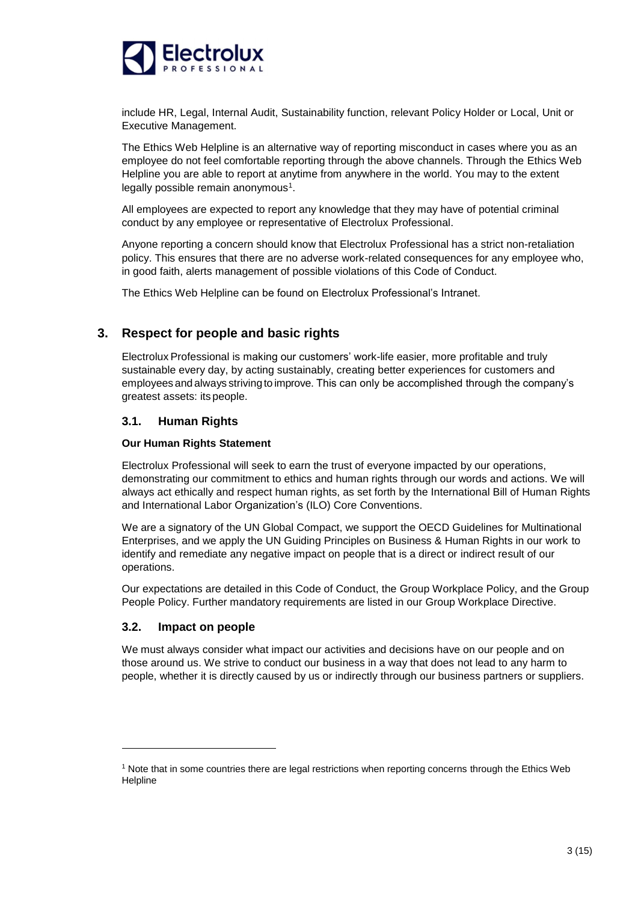include HR, Legal, Internal Audit, Sustainability function, relevant Policy Holder or Local, Unit or Executive Management.

The Ethics Web Helpline is an alternative way of reporting misconduct in cases where you as an employee do not feel comfortable reporting through the above channels. Through the Ethics Web Helpline you are able to report at anytime from anywhere in the world. You may to the extent legally possible remain anonymous[1].

All employees are expected to report any knowledge that they may have of potential criminal conduct by any employee or representative of Electrolux Professional.

Anyone reporting a concern should know that Electrolux Professional has a strict non-retaliation policy. This ensures that there are no adverse work-related consequences for any employee who, in good faith, alerts management of possible violations of this Code of Conduct.

The Ethics Web Helpline can be found on Electrolux Professional's Intranet.

## 3. Respect for people and basic rights

Electrolux Professional is making our customers' work-life easier, more profitable and truly sustainable every day, by acting sustainably, creating better experiences for customers and employees and always striving to improve. This can only be accomplished through the company's greatest assets: its people.

### 3.1. Human Rights

**Our Human Rights Statement**

Electrolux Professional will seek to earn the trust of everyone impacted by our operations, demonstrating our commitment to ethics and human rights through our words and actions. We will always act ethically and respect human rights, as set forth by the International Bill of Human Rights and International Labor Organization's (ILO) Core Conventions.

We are a signatory of the UN Global Compact, we support the OECD Guidelines for Multinational Enterprises, and we apply the UN Guiding Principles on Business & Human Rights in our work to identify and remediate any negative impact on people that is a direct or indirect result of our operations.

Our expectations are detailed in this Code of Conduct, the Group Workplace Policy, and the Group People Policy. Further mandatory requirements are listed in our Group Workplace Directive.

### 3.2. Impact on people

We must always consider what impact our activities and decisions have on our people and on those around us. We strive to conduct our business in a way that does not lead to any harm to people, whether it is directly caused by us or indirectly through our business partners or suppliers.

[1] Note that in some countries there are legal restrictions when reporting concerns through the Ethics Web Helpline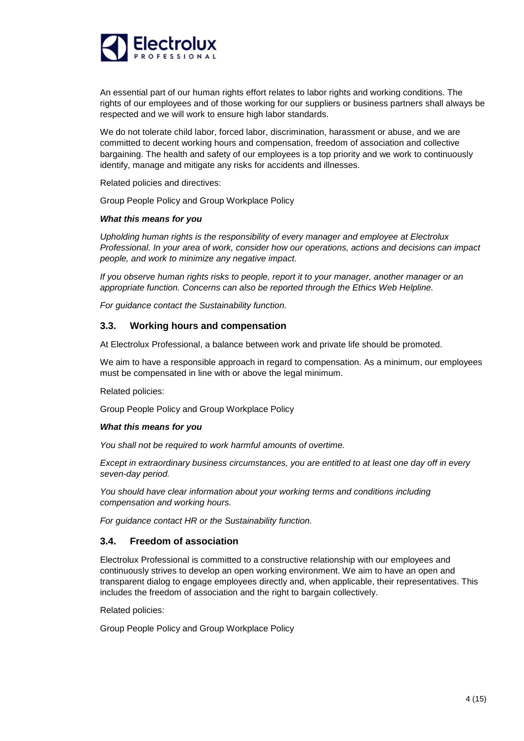An essential part of our human rights effort relates to labor rights and working conditions. The rights of our employees and of those working for our suppliers or business partners shall always be respected and we will work to ensure high labor standards.

We do not tolerate child labor, forced labor, discrimination, harassment or abuse, and we are committed to decent working hours and compensation, freedom of association and collective bargaining. The health and safety of our employees is a top priority and we work to continuously identify, manage and mitigate any risks for accidents and illnesses.

Related policies and directives:

Group People Policy and Group Workplace Policy

***What this means for you***

*Upholding human rights is the responsibility of every manager and employee at Electrolux Professional. In your area of work, consider how our operations, actions and decisions can impact people, and work to minimize any negative impact.*

*If you observe human rights risks to people, report it to your manager, another manager or an appropriate function. Concerns can also be reported through the Ethics Web Helpline.*

*For guidance contact the Sustainability function.*

### 3.3. Working hours and compensation

At Electrolux Professional, a balance between work and private life should be promoted.

We aim to have a responsible approach in regard to compensation. As a minimum, our employees must be compensated in line with or above the legal minimum.

Related policies:

Group People Policy and Group Workplace Policy

***What this means for you***

*You shall not be required to work harmful amounts of overtime.*

*Except in extraordinary business circumstances, you are entitled to at least one day off in every seven-day period.*

*You should have clear information about your working terms and conditions including compensation and working hours.*

*For guidance contact HR or the Sustainability function.*

### 3.4. Freedom of association

Electrolux Professional is committed to a constructive relationship with our employees and continuously strives to develop an open working environment. We aim to have an open and transparent dialog to engage employees directly and, when applicable, their representatives. This includes the freedom of association and the right to bargain collectively.

Related policies:

Group People Policy and Group Workplace Policy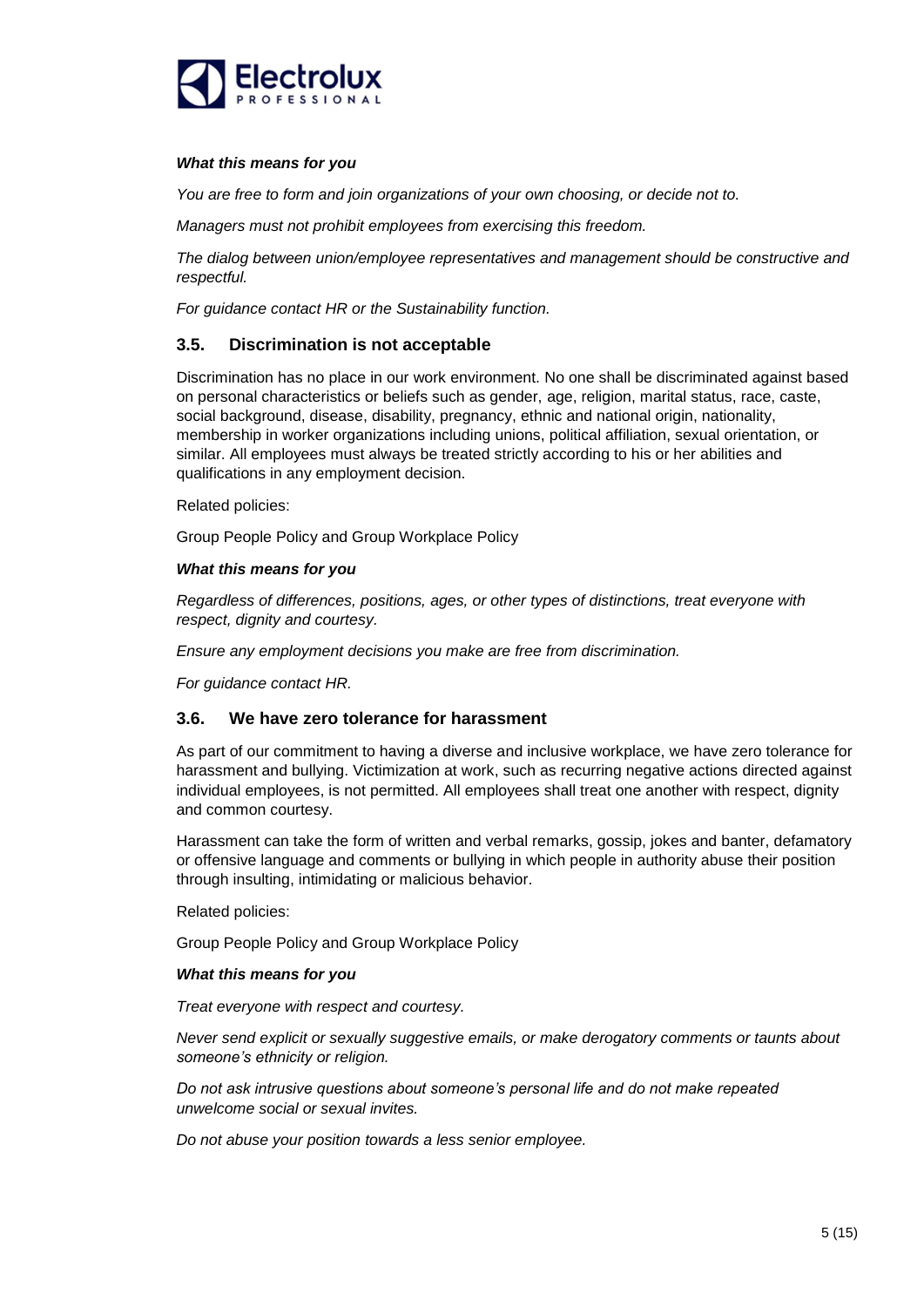***What this means for you***

*You are free to form and join organizations of your own choosing, or decide not to.*

*Managers must not prohibit employees from exercising this freedom.*

*The dialog between union/employee representatives and management should be constructive and respectful.*

*For guidance contact HR or the Sustainability function.*

### 3.5. Discrimination is not acceptable

Discrimination has no place in our work environment. No one shall be discriminated against based on personal characteristics or beliefs such as gender, age, religion, marital status, race, caste, social background, disease, disability, pregnancy, ethnic and national origin, nationality, membership in worker organizations including unions, political affiliation, sexual orientation, or similar. All employees must always be treated strictly according to his or her abilities and qualifications in any employment decision.

Related policies:

Group People Policy and Group Workplace Policy

***What this means for you***

*Regardless of differences, positions, ages, or other types of distinctions, treat everyone with respect, dignity and courtesy.*

*Ensure any employment decisions you make are free from discrimination.*

*For guidance contact HR.*

### 3.6. We have zero tolerance for harassment

As part of our commitment to having a diverse and inclusive workplace, we have zero tolerance for harassment and bullying. Victimization at work, such as recurring negative actions directed against individual employees, is not permitted. All employees shall treat one another with respect, dignity and common courtesy.

Harassment can take the form of written and verbal remarks, gossip, jokes and banter, defamatory or offensive language and comments or bullying in which people in authority abuse their position through insulting, intimidating or malicious behavior.

Related policies:

Group People Policy and Group Workplace Policy

***What this means for you***

*Treat everyone with respect and courtesy.*

*Never send explicit or sexually suggestive emails, or make derogatory comments or taunts about someone's ethnicity or religion.*

*Do not ask intrusive questions about someone's personal life and do not make repeated unwelcome social or sexual invites.*

*Do not abuse your position towards a less senior employee.*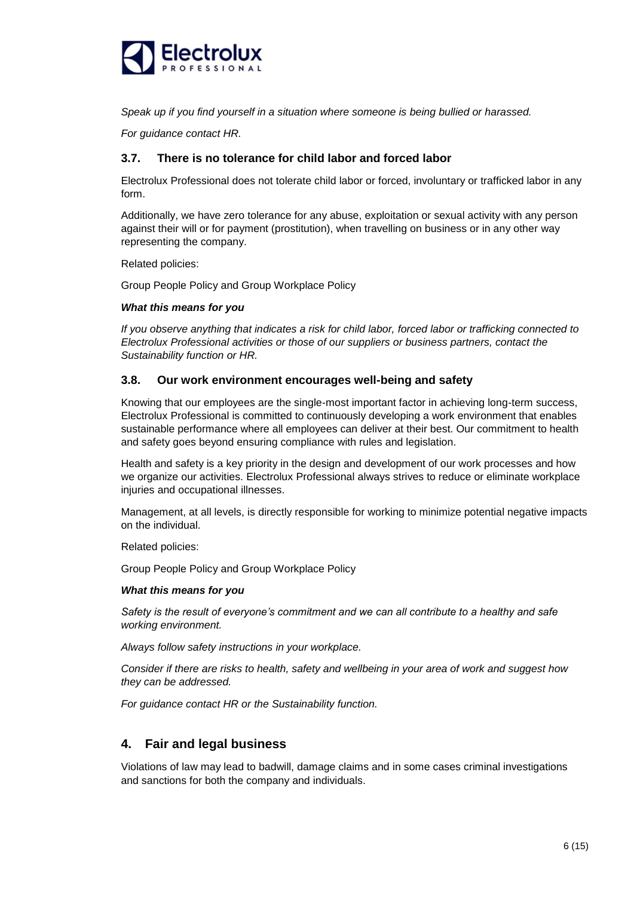*Speak up if you find yourself in a situation where someone is being bullied or harassed.*

*For guidance contact HR.*

### 3.7. There is no tolerance for child labor and forced labor

Electrolux Professional does not tolerate child labor or forced, involuntary or trafficked labor in any form.

Additionally, we have zero tolerance for any abuse, exploitation or sexual activity with any person against their will or for payment (prostitution), when travelling on business or in any other way representing the company.

Related policies:

Group People Policy and Group Workplace Policy

***What this means for you***

*If you observe anything that indicates a risk for child labor, forced labor or trafficking connected to Electrolux Professional activities or those of our suppliers or business partners, contact the Sustainability function or HR.*

### 3.8. Our work environment encourages well-being and safety

Knowing that our employees are the single-most important factor in achieving long-term success, Electrolux Professional is committed to continuously developing a work environment that enables sustainable performance where all employees can deliver at their best. Our commitment to health and safety goes beyond ensuring compliance with rules and legislation.

Health and safety is a key priority in the design and development of our work processes and how we organize our activities. Electrolux Professional always strives to reduce or eliminate workplace injuries and occupational illnesses.

Management, at all levels, is directly responsible for working to minimize potential negative impacts on the individual.

Related policies:

Group People Policy and Group Workplace Policy

***What this means for you***

*Safety is the result of everyone's commitment and we can all contribute to a healthy and safe working environment.*

*Always follow safety instructions in your workplace.*

*Consider if there are risks to health, safety and wellbeing in your area of work and suggest how they can be addressed.*

*For guidance contact HR or the Sustainability function.*

## 4. Fair and legal business

Violations of law may lead to badwill, damage claims and in some cases criminal investigations and sanctions for both the company and individuals.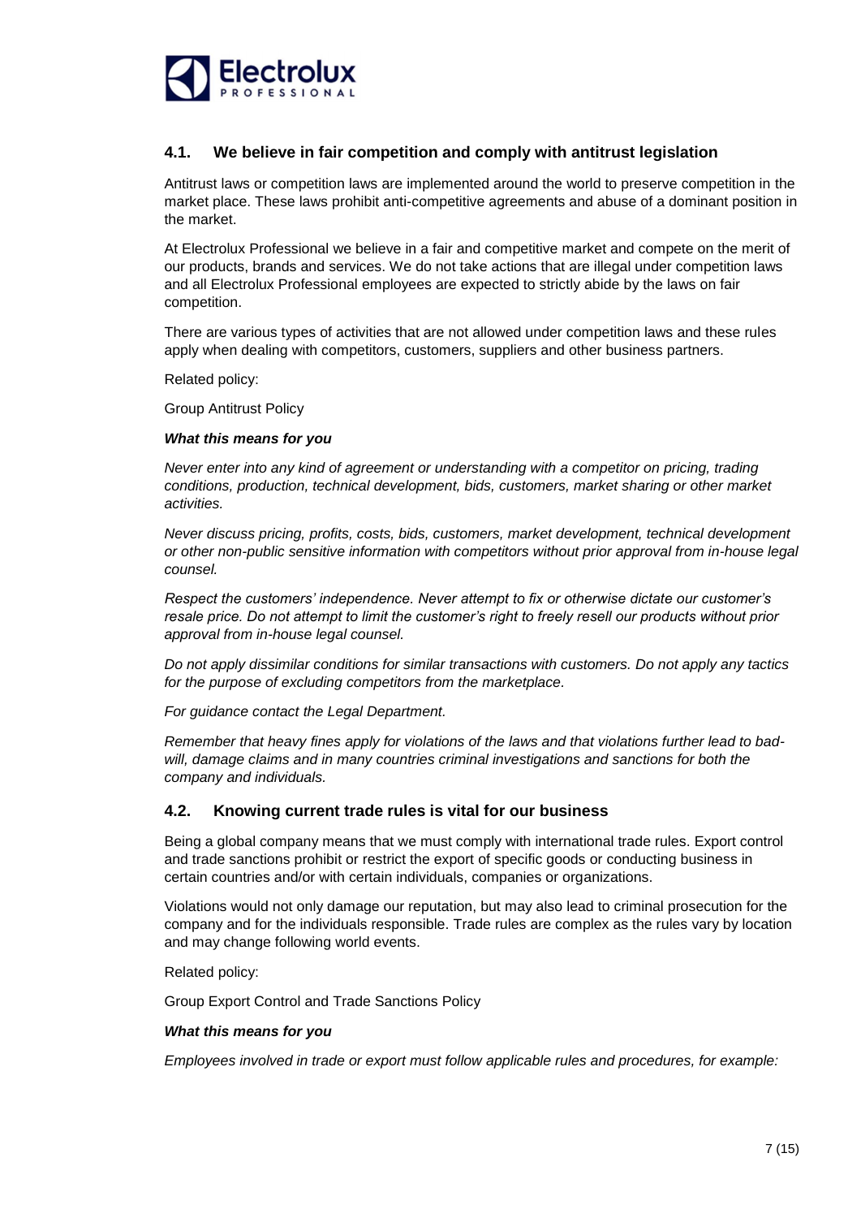### 4.1. We believe in fair competition and comply with antitrust legislation

Antitrust laws or competition laws are implemented around the world to preserve competition in the market place. These laws prohibit anti-competitive agreements and abuse of a dominant position in the market.

At Electrolux Professional we believe in a fair and competitive market and compete on the merit of our products, brands and services. We do not take actions that are illegal under competition laws and all Electrolux Professional employees are expected to strictly abide by the laws on fair competition.

There are various types of activities that are not allowed under competition laws and these rules apply when dealing with competitors, customers, suppliers and other business partners.

Related policy:

Group Antitrust Policy

***What this means for you***

*Never enter into any kind of agreement or understanding with a competitor on pricing, trading conditions, production, technical development, bids, customers, market sharing or other market activities.*

*Never discuss pricing, profits, costs, bids, customers, market development, technical development or other non-public sensitive information with competitors without prior approval from in-house legal counsel.*

*Respect the customers' independence. Never attempt to fix or otherwise dictate our customer's resale price. Do not attempt to limit the customer's right to freely resell our products without prior approval from in-house legal counsel.*

*Do not apply dissimilar conditions for similar transactions with customers. Do not apply any tactics for the purpose of excluding competitors from the marketplace.*

*For guidance contact the Legal Department.*

*Remember that heavy fines apply for violations of the laws and that violations further lead to bad-will, damage claims and in many countries criminal investigations and sanctions for both the company and individuals.*

### 4.2. Knowing current trade rules is vital for our business

Being a global company means that we must comply with international trade rules. Export control and trade sanctions prohibit or restrict the export of specific goods or conducting business in certain countries and/or with certain individuals, companies or organizations.

Violations would not only damage our reputation, but may also lead to criminal prosecution for the company and for the individuals responsible. Trade rules are complex as the rules vary by location and may change following world events.

Related policy:

Group Export Control and Trade Sanctions Policy

***What this means for you***

*Employees involved in trade or export must follow applicable rules and procedures, for example:*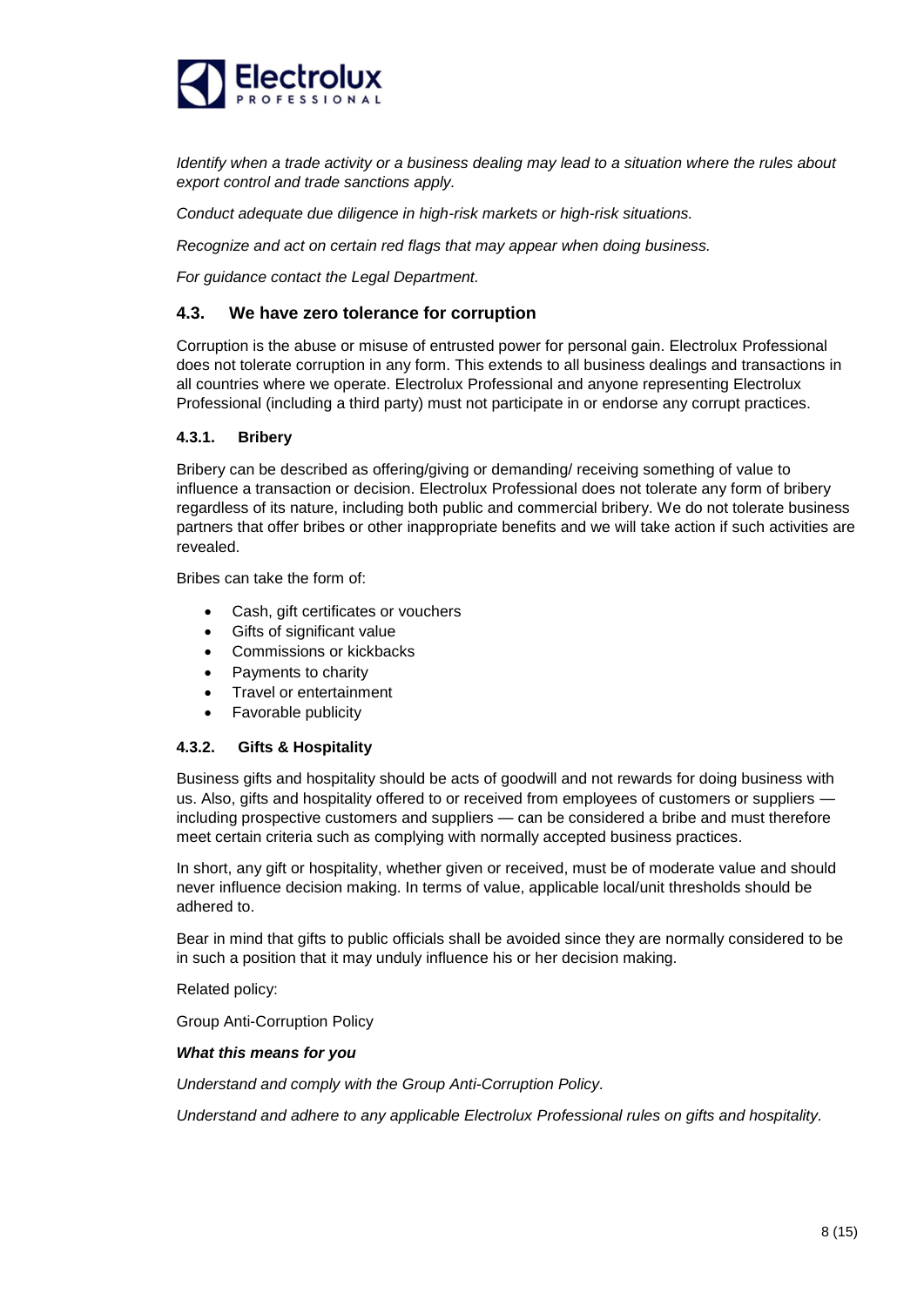*Identify when a trade activity or a business dealing may lead to a situation where the rules about export control and trade sanctions apply.*

*Conduct adequate due diligence in high-risk markets or high-risk situations.*

*Recognize and act on certain red flags that may appear when doing business.*

*For guidance contact the Legal Department.*

## 4.3. We have zero tolerance for corruption

Corruption is the abuse or misuse of entrusted power for personal gain. Electrolux Professional does not tolerate corruption in any form. This extends to all business dealings and transactions in all countries where we operate. Electrolux Professional and anyone representing Electrolux Professional (including a third party) must not participate in or endorse any corrupt practices.

### 4.3.1. Bribery

Bribery can be described as offering/giving or demanding/ receiving something of value to influence a transaction or decision. Electrolux Professional does not tolerate any form of bribery regardless of its nature, including both public and commercial bribery. We do not tolerate business partners that offer bribes or other inappropriate benefits and we will take action if such activities are revealed.

Bribes can take the form of:

- Cash, gift certificates or vouchers
- Gifts of significant value
- Commissions or kickbacks
- Payments to charity
- Travel or entertainment
- Favorable publicity

### 4.3.2. Gifts & Hospitality

Business gifts and hospitality should be acts of goodwill and not rewards for doing business with us. Also, gifts and hospitality offered to or received from employees of customers or suppliers — including prospective customers and suppliers — can be considered a bribe and must therefore meet certain criteria such as complying with normally accepted business practices.

In short, any gift or hospitality, whether given or received, must be of moderate value and should never influence decision making. In terms of value, applicable local/unit thresholds should be adhered to.

Bear in mind that gifts to public officials shall be avoided since they are normally considered to be in such a position that it may unduly influence his or her decision making.

Related policy:

Group Anti-Corruption Policy

***What this means for you***

*Understand and comply with the Group Anti-Corruption Policy.*

*Understand and adhere to any applicable Electrolux Professional rules on gifts and hospitality.*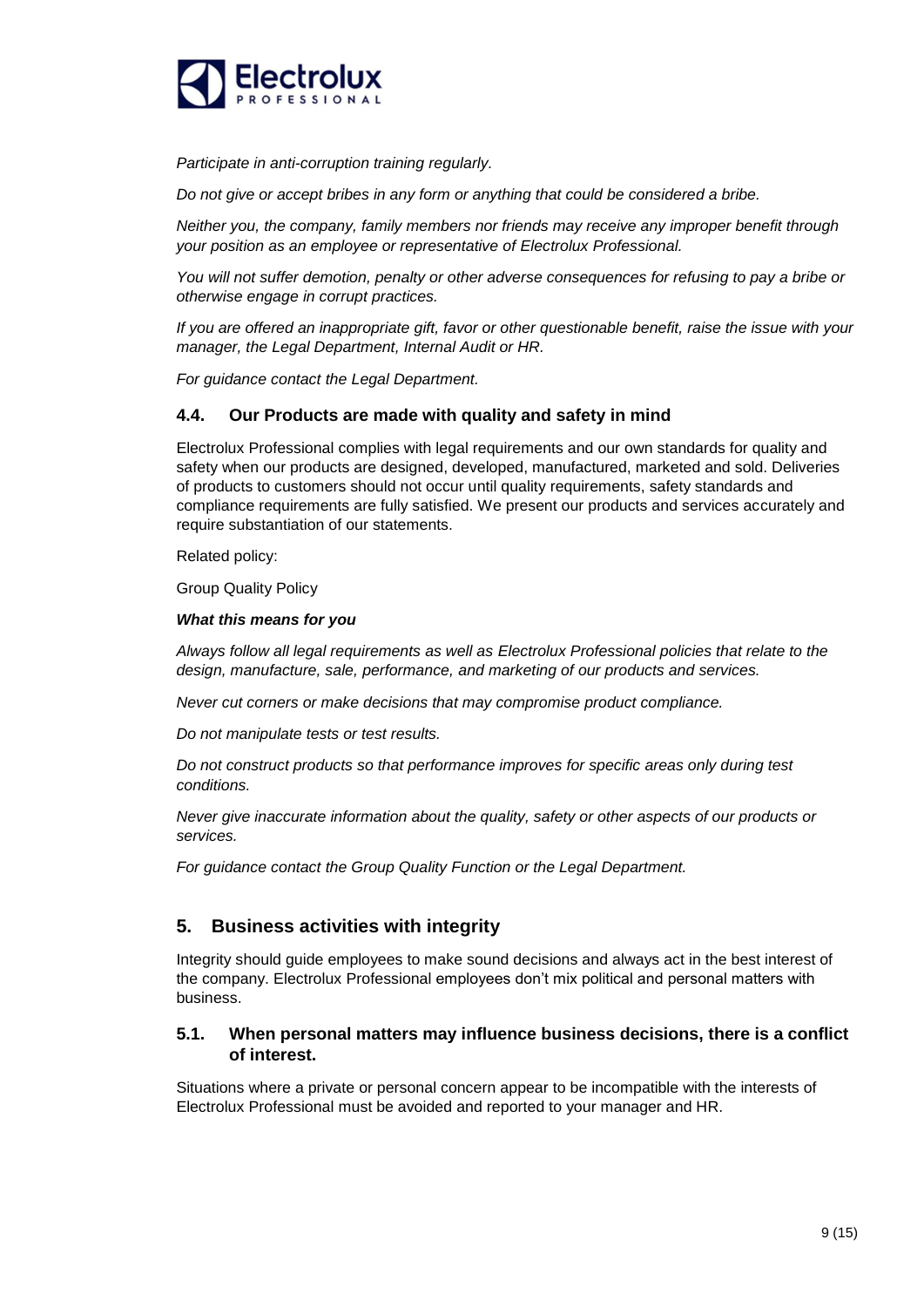*Participate in anti-corruption training regularly.*

*Do not give or accept bribes in any form or anything that could be considered a bribe.*

*Neither you, the company, family members nor friends may receive any improper benefit through your position as an employee or representative of Electrolux Professional.*

*You will not suffer demotion, penalty or other adverse consequences for refusing to pay a bribe or otherwise engage in corrupt practices.*

*If you are offered an inappropriate gift, favor or other questionable benefit, raise the issue with your manager, the Legal Department, Internal Audit or HR.*

*For guidance contact the Legal Department.*

### 4.4. Our Products are made with quality and safety in mind

Electrolux Professional complies with legal requirements and our own standards for quality and safety when our products are designed, developed, manufactured, marketed and sold. Deliveries of products to customers should not occur until quality requirements, safety standards and compliance requirements are fully satisfied. We present our products and services accurately and require substantiation of our statements.

Related policy:

Group Quality Policy

***What this means for you***

*Always follow all legal requirements as well as Electrolux Professional policies that relate to the design, manufacture, sale, performance, and marketing of our products and services.*

*Never cut corners or make decisions that may compromise product compliance.*

*Do not manipulate tests or test results.*

*Do not construct products so that performance improves for specific areas only during test conditions.*

*Never give inaccurate information about the quality, safety or other aspects of our products or services.*

*For guidance contact the Group Quality Function or the Legal Department.*

## 5. Business activities with integrity

Integrity should guide employees to make sound decisions and always act in the best interest of the company. Electrolux Professional employees don't mix political and personal matters with business.

### 5.1. When personal matters may influence business decisions, there is a conflict of interest.

Situations where a private or personal concern appear to be incompatible with the interests of Electrolux Professional must be avoided and reported to your manager and HR.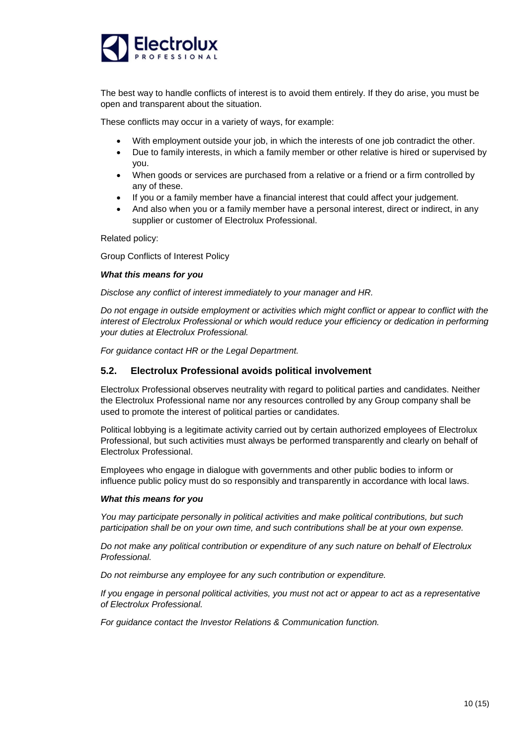The best way to handle conflicts of interest is to avoid them entirely. If they do arise, you must be open and transparent about the situation.

These conflicts may occur in a variety of ways, for example:

- With employment outside your job, in which the interests of one job contradict the other.
- Due to family interests, in which a family member or other relative is hired or supervised by you.
- When goods or services are purchased from a relative or a friend or a firm controlled by any of these.
- If you or a family member have a financial interest that could affect your judgement.
- And also when you or a family member have a personal interest, direct or indirect, in any supplier or customer of Electrolux Professional.

Related policy:

Group Conflicts of Interest Policy

***What this means for you***

*Disclose any conflict of interest immediately to your manager and HR.*

*Do not engage in outside employment or activities which might conflict or appear to conflict with the interest of Electrolux Professional or which would reduce your efficiency or dedication in performing your duties at Electrolux Professional.*

*For guidance contact HR or the Legal Department.*

## 5.2. Electrolux Professional avoids political involvement

Electrolux Professional observes neutrality with regard to political parties and candidates. Neither the Electrolux Professional name nor any resources controlled by any Group company shall be used to promote the interest of political parties or candidates.

Political lobbying is a legitimate activity carried out by certain authorized employees of Electrolux Professional, but such activities must always be performed transparently and clearly on behalf of Electrolux Professional.

Employees who engage in dialogue with governments and other public bodies to inform or influence public policy must do so responsibly and transparently in accordance with local laws.

***What this means for you***

*You may participate personally in political activities and make political contributions, but such participation shall be on your own time, and such contributions shall be at your own expense.*

*Do not make any political contribution or expenditure of any such nature on behalf of Electrolux Professional.*

*Do not reimburse any employee for any such contribution or expenditure.*

*If you engage in personal political activities, you must not act or appear to act as a representative of Electrolux Professional.*

*For guidance contact the Investor Relations & Communication function.*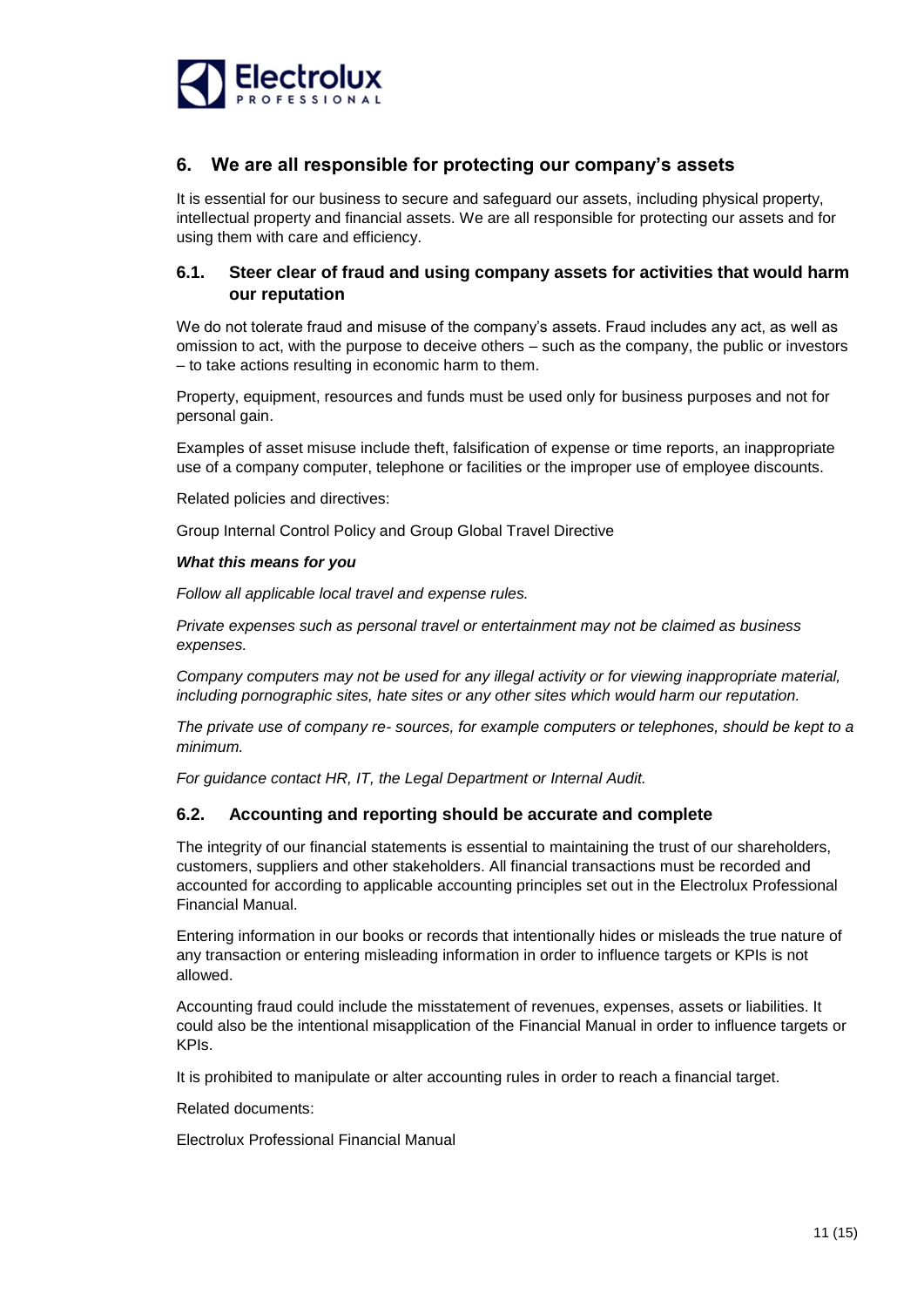## 6. We are all responsible for protecting our company's assets

It is essential for our business to secure and safeguard our assets, including physical property, intellectual property and financial assets. We are all responsible for protecting our assets and for using them with care and efficiency.

### 6.1. Steer clear of fraud and using company assets for activities that would harm our reputation

We do not tolerate fraud and misuse of the company's assets. Fraud includes any act, as well as omission to act, with the purpose to deceive others – such as the company, the public or investors – to take actions resulting in economic harm to them.

Property, equipment, resources and funds must be used only for business purposes and not for personal gain.

Examples of asset misuse include theft, falsification of expense or time reports, an inappropriate use of a company computer, telephone or facilities or the improper use of employee discounts.

Related policies and directives:

Group Internal Control Policy and Group Global Travel Directive

***What this means for you***

*Follow all applicable local travel and expense rules.*

*Private expenses such as personal travel or entertainment may not be claimed as business expenses.*

*Company computers may not be used for any illegal activity or for viewing inappropriate material, including pornographic sites, hate sites or any other sites which would harm our reputation.*

*The private use of company re- sources, for example computers or telephones, should be kept to a minimum.*

*For guidance contact HR, IT, the Legal Department or Internal Audit.*

### 6.2. Accounting and reporting should be accurate and complete

The integrity of our financial statements is essential to maintaining the trust of our shareholders, customers, suppliers and other stakeholders. All financial transactions must be recorded and accounted for according to applicable accounting principles set out in the Electrolux Professional Financial Manual.

Entering information in our books or records that intentionally hides or misleads the true nature of any transaction or entering misleading information in order to influence targets or KPIs is not allowed.

Accounting fraud could include the misstatement of revenues, expenses, assets or liabilities. It could also be the intentional misapplication of the Financial Manual in order to influence targets or KPIs.

It is prohibited to manipulate or alter accounting rules in order to reach a financial target.

Related documents:

Electrolux Professional Financial Manual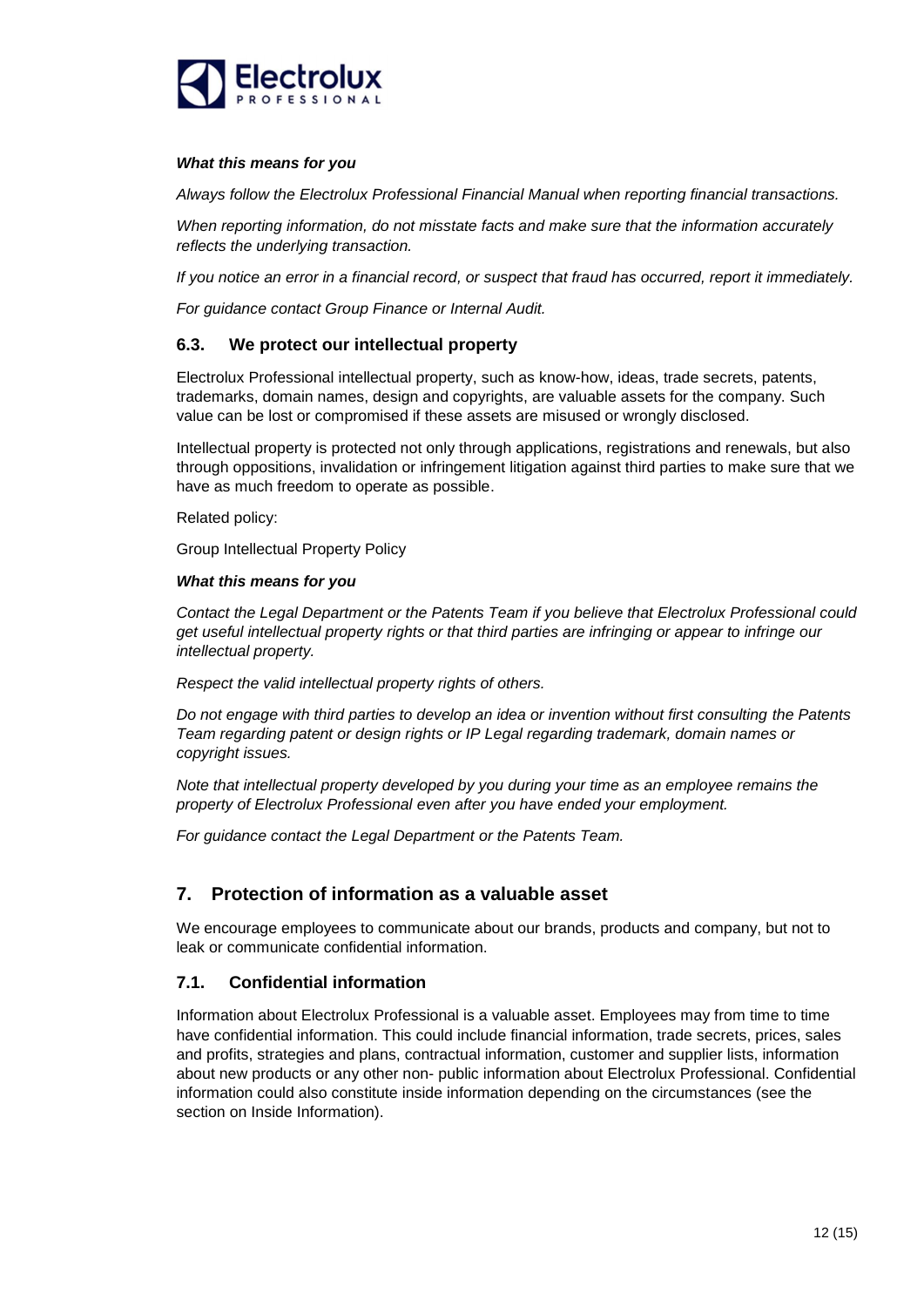***What this means for you***

*Always follow the Electrolux Professional Financial Manual when reporting financial transactions.*

*When reporting information, do not misstate facts and make sure that the information accurately reflects the underlying transaction.*

*If you notice an error in a financial record, or suspect that fraud has occurred, report it immediately.*

*For guidance contact Group Finance or Internal Audit.*

### 6.3. We protect our intellectual property

Electrolux Professional intellectual property, such as know-how, ideas, trade secrets, patents, trademarks, domain names, design and copyrights, are valuable assets for the company. Such value can be lost or compromised if these assets are misused or wrongly disclosed.

Intellectual property is protected not only through applications, registrations and renewals, but also through oppositions, invalidation or infringement litigation against third parties to make sure that we have as much freedom to operate as possible.

Related policy:

Group Intellectual Property Policy

***What this means for you***

*Contact the Legal Department or the Patents Team if you believe that Electrolux Professional could get useful intellectual property rights or that third parties are infringing or appear to infringe our intellectual property.*

*Respect the valid intellectual property rights of others.*

*Do not engage with third parties to develop an idea or invention without first consulting the Patents Team regarding patent or design rights or IP Legal regarding trademark, domain names or copyright issues.*

*Note that intellectual property developed by you during your time as an employee remains the property of Electrolux Professional even after you have ended your employment.*

*For guidance contact the Legal Department or the Patents Team.*

## 7. Protection of information as a valuable asset

We encourage employees to communicate about our brands, products and company, but not to leak or communicate confidential information.

### 7.1. Confidential information

Information about Electrolux Professional is a valuable asset. Employees may from time to time have confidential information. This could include financial information, trade secrets, prices, sales and profits, strategies and plans, contractual information, customer and supplier lists, information about new products or any other non- public information about Electrolux Professional. Confidential information could also constitute inside information depending on the circumstances (see the section on Inside Information).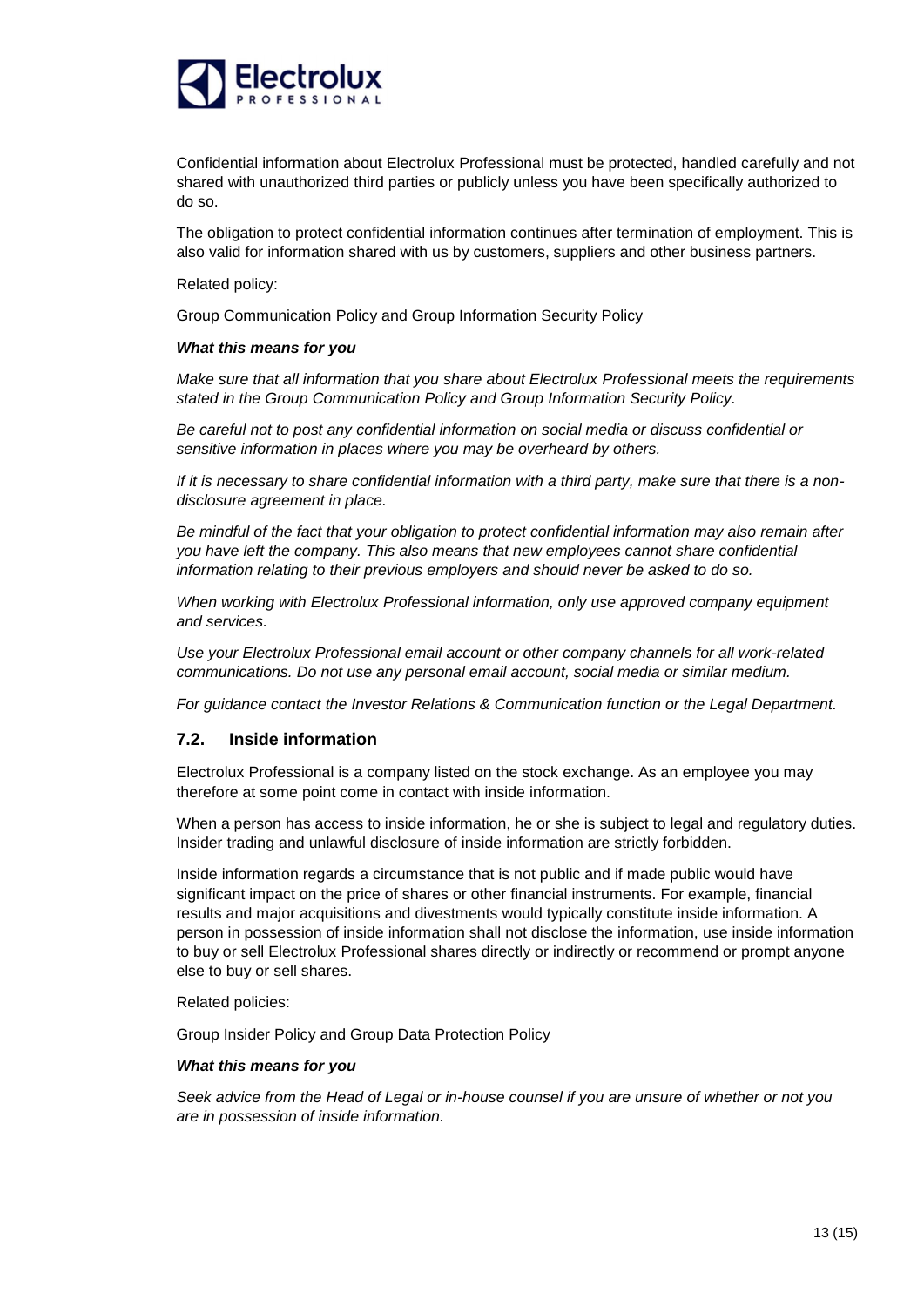Confidential information about Electrolux Professional must be protected, handled carefully and not shared with unauthorized third parties or publicly unless you have been specifically authorized to do so.

The obligation to protect confidential information continues after termination of employment. This is also valid for information shared with us by customers, suppliers and other business partners.

Related policy:

Group Communication Policy and Group Information Security Policy

***What this means for you***

*Make sure that all information that you share about Electrolux Professional meets the requirements stated in the Group Communication Policy and Group Information Security Policy.*

*Be careful not to post any confidential information on social media or discuss confidential or sensitive information in places where you may be overheard by others.*

*If it is necessary to share confidential information with a third party, make sure that there is a non-disclosure agreement in place.*

*Be mindful of the fact that your obligation to protect confidential information may also remain after you have left the company. This also means that new employees cannot share confidential information relating to their previous employers and should never be asked to do so.*

*When working with Electrolux Professional information, only use approved company equipment and services.*

*Use your Electrolux Professional email account or other company channels for all work-related communications. Do not use any personal email account, social media or similar medium.*

*For guidance contact the Investor Relations & Communication function or the Legal Department.*

### 7.2. Inside information

Electrolux Professional is a company listed on the stock exchange. As an employee you may therefore at some point come in contact with inside information.

When a person has access to inside information, he or she is subject to legal and regulatory duties. Insider trading and unlawful disclosure of inside information are strictly forbidden.

Inside information regards a circumstance that is not public and if made public would have significant impact on the price of shares or other financial instruments. For example, financial results and major acquisitions and divestments would typically constitute inside information. A person in possession of inside information shall not disclose the information, use inside information to buy or sell Electrolux Professional shares directly or indirectly or recommend or prompt anyone else to buy or sell shares.

Related policies:

Group Insider Policy and Group Data Protection Policy

***What this means for you***

*Seek advice from the Head of Legal or in-house counsel if you are unsure of whether or not you are in possession of inside information.*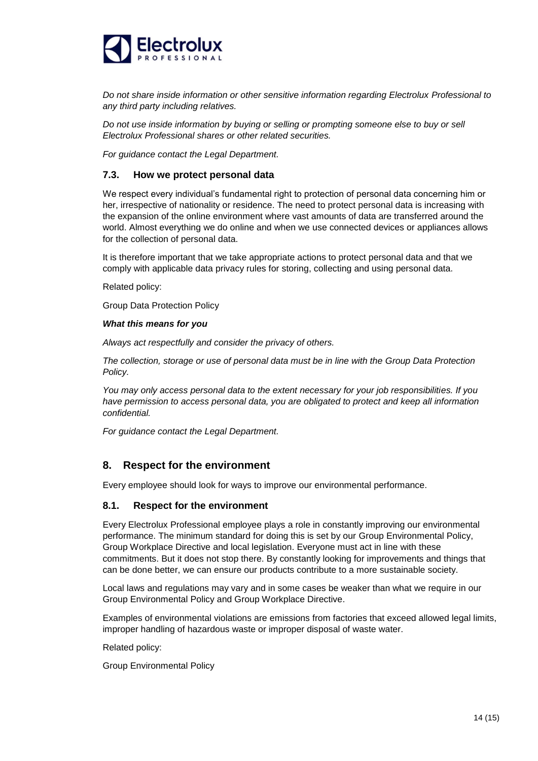*Do not share inside information or other sensitive information regarding Electrolux Professional to any third party including relatives.*

*Do not use inside information by buying or selling or prompting someone else to buy or sell Electrolux Professional shares or other related securities.*

*For guidance contact the Legal Department.*

### 7.3. How we protect personal data

We respect every individual's fundamental right to protection of personal data concerning him or her, irrespective of nationality or residence. The need to protect personal data is increasing with the expansion of the online environment where vast amounts of data are transferred around the world. Almost everything we do online and when we use connected devices or appliances allows for the collection of personal data.

It is therefore important that we take appropriate actions to protect personal data and that we comply with applicable data privacy rules for storing, collecting and using personal data.

Related policy:

Group Data Protection Policy

***What this means for you***

*Always act respectfully and consider the privacy of others.*

*The collection, storage or use of personal data must be in line with the Group Data Protection Policy.*

*You may only access personal data to the extent necessary for your job responsibilities. If you have permission to access personal data, you are obligated to protect and keep all information confidential.*

*For guidance contact the Legal Department.*

## 8. Respect for the environment

Every employee should look for ways to improve our environmental performance.

### 8.1. Respect for the environment

Every Electrolux Professional employee plays a role in constantly improving our environmental performance. The minimum standard for doing this is set by our Group Environmental Policy, Group Workplace Directive and local legislation. Everyone must act in line with these commitments. But it does not stop there. By constantly looking for improvements and things that can be done better, we can ensure our products contribute to a more sustainable society.

Local laws and regulations may vary and in some cases be weaker than what we require in our Group Environmental Policy and Group Workplace Directive.

Examples of environmental violations are emissions from factories that exceed allowed legal limits, improper handling of hazardous waste or improper disposal of waste water.

Related policy:

Group Environmental Policy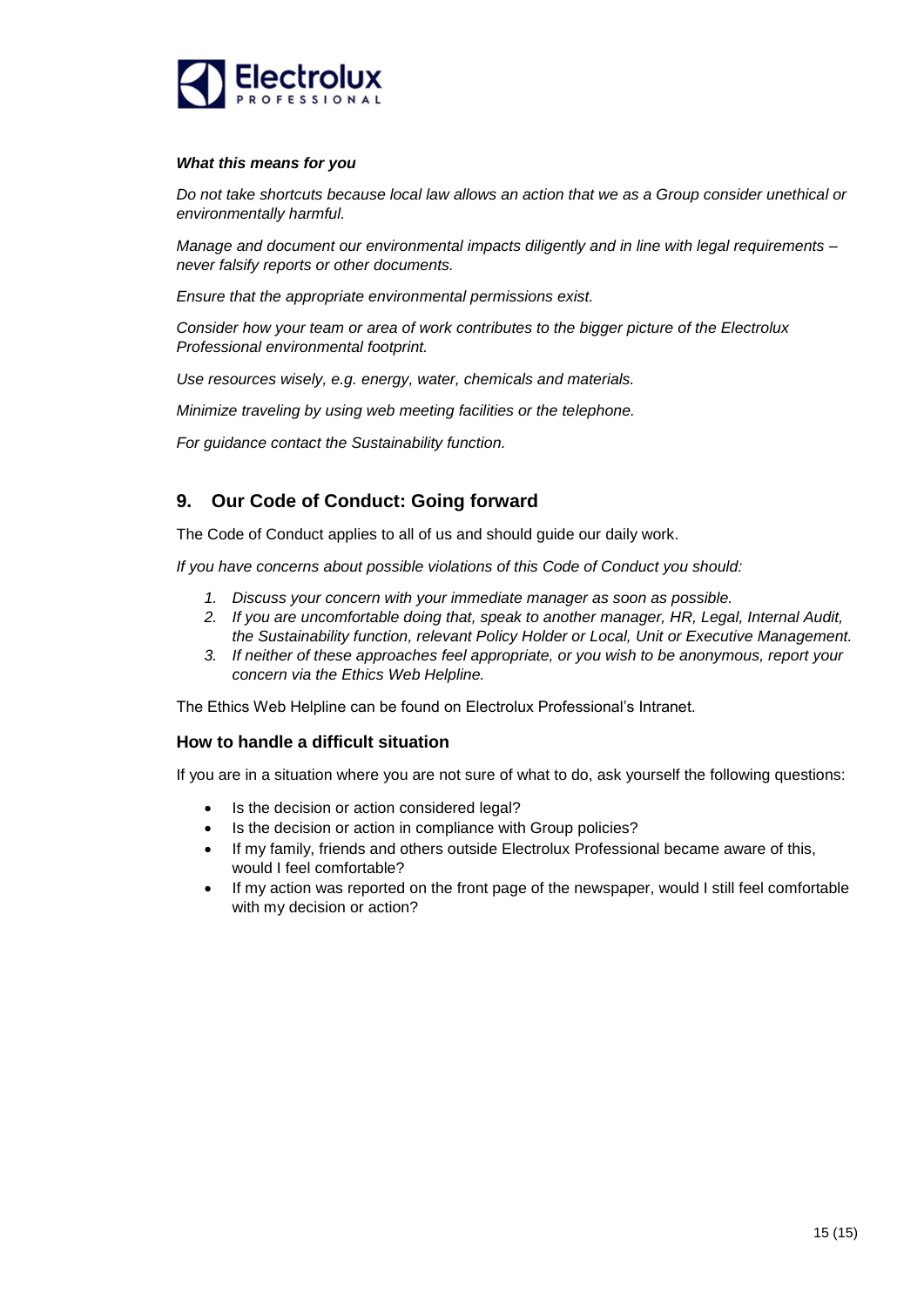***What this means for you***

*Do not take shortcuts because local law allows an action that we as a Group consider unethical or environmentally harmful.*

*Manage and document our environmental impacts diligently and in line with legal requirements – never falsify reports or other documents.*

*Ensure that the appropriate environmental permissions exist.*

*Consider how your team or area of work contributes to the bigger picture of the Electrolux Professional environmental footprint.*

*Use resources wisely, e.g. energy, water, chemicals and materials.*

*Minimize traveling by using web meeting facilities or the telephone.*

*For guidance contact the Sustainability function.*

## 9. Our Code of Conduct: Going forward

The Code of Conduct applies to all of us and should guide our daily work.

*If you have concerns about possible violations of this Code of Conduct you should:*

1. *Discuss your concern with your immediate manager as soon as possible.*
2. *If you are uncomfortable doing that, speak to another manager, HR, Legal, Internal Audit, the Sustainability function, relevant Policy Holder or Local, Unit or Executive Management.*
3. *If neither of these approaches feel appropriate, or you wish to be anonymous, report your concern via the Ethics Web Helpline.*

The Ethics Web Helpline can be found on Electrolux Professional's Intranet.

### How to handle a difficult situation

If you are in a situation where you are not sure of what to do, ask yourself the following questions:

- Is the decision or action considered legal?
- Is the decision or action in compliance with Group policies?
- If my family, friends and others outside Electrolux Professional became aware of this, would I feel comfortable?
- If my action was reported on the front page of the newspaper, would I still feel comfortable with my decision or action?